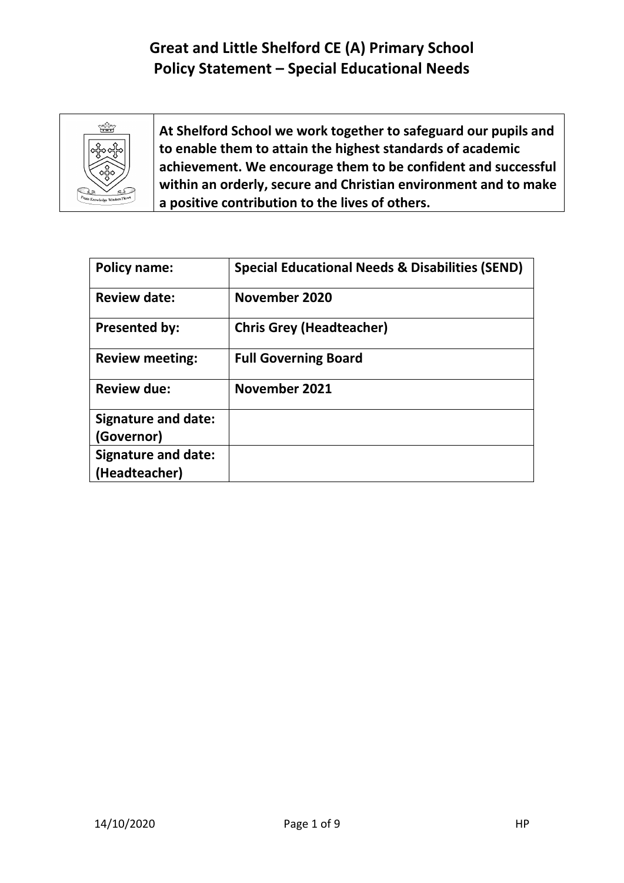# Great and Little Shelford CE (A) Primary School
# Policy Statement – Special Educational Needs

**At Shelford School we work together to safeguard our pupils and to enable them to attain the highest standards of academic achievement. We encourage them to be confident and successful within an orderly, secure and Christian environment and to make a positive contribution to the lives of others.**

| **Policy name:** | **Special Educational Needs & Disabilities (SEND)** |
|---|---|
| **Review date:** | **November 2020** |
| **Presented by:** | **Chris Grey (Headteacher)** |
| **Review meeting:** | **Full Governing Board** |
| **Review due:** | **November 2021** |
| **Signature and date: (Governor)** | |
| **Signature and date: (Headteacher)** | |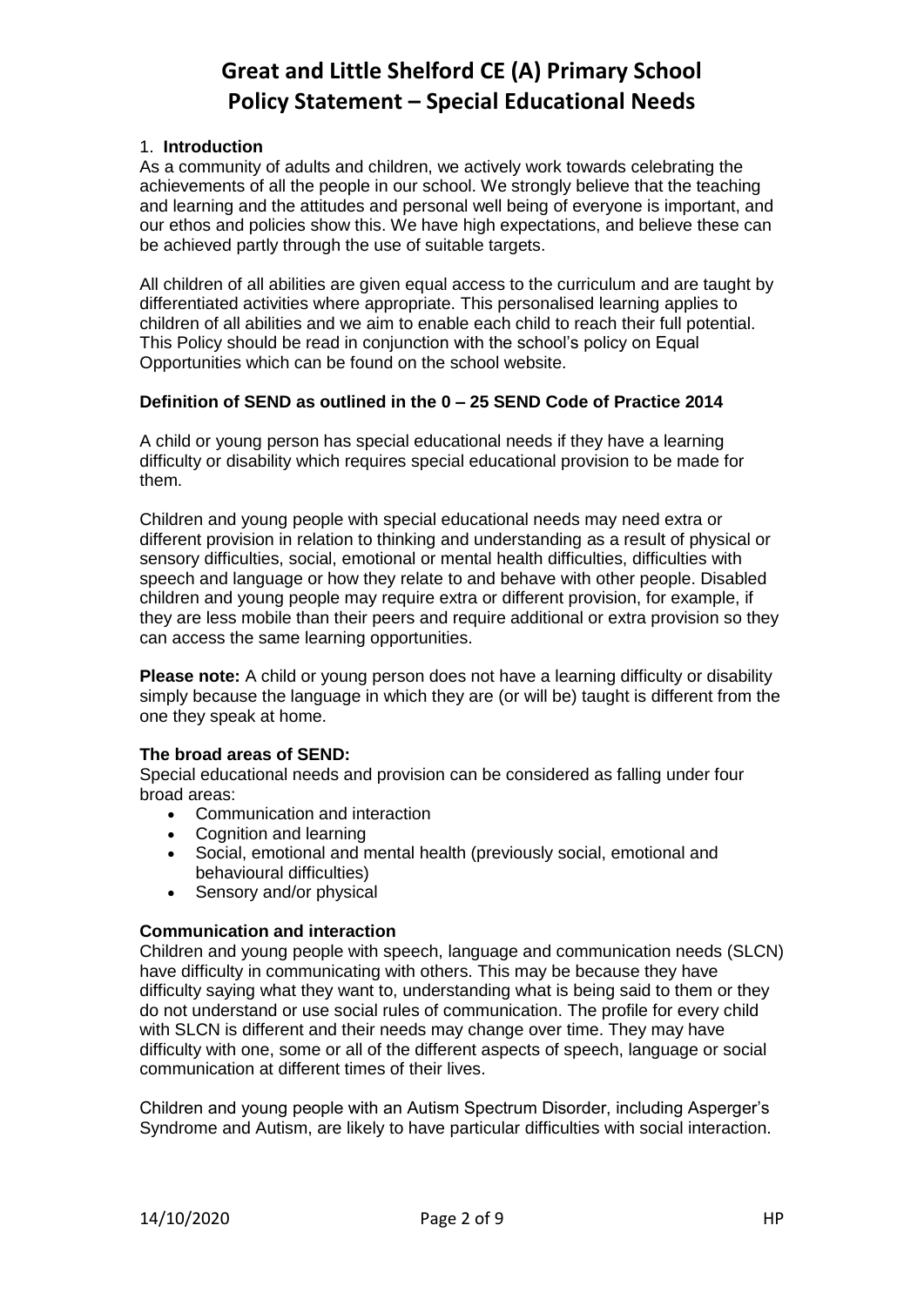# Great and Little Shelford CE (A) Primary School
# Policy Statement – Special Educational Needs

## 1. Introduction

As a community of adults and children, we actively work towards celebrating the achievements of all the people in our school. We strongly believe that the teaching and learning and the attitudes and personal well being of everyone is important, and our ethos and policies show this. We have high expectations, and believe these can be achieved partly through the use of suitable targets.

All children of all abilities are given equal access to the curriculum and are taught by differentiated activities where appropriate. This personalised learning applies to children of all abilities and we aim to enable each child to reach their full potential. This Policy should be read in conjunction with the school's policy on Equal Opportunities which can be found on the school website.

### Definition of SEND as outlined in the 0 – 25 SEND Code of Practice 2014

A child or young person has special educational needs if they have a learning difficulty or disability which requires special educational provision to be made for them.

Children and young people with special educational needs may need extra or different provision in relation to thinking and understanding as a result of physical or sensory difficulties, social, emotional or mental health difficulties, difficulties with speech and language or how they relate to and behave with other people. Disabled children and young people may require extra or different provision, for example, if they are less mobile than their peers and require additional or extra provision so they can access the same learning opportunities.

**Please note:** A child or young person does not have a learning difficulty or disability simply because the language in which they are (or will be) taught is different from the one they speak at home.

### The broad areas of SEND:

Special educational needs and provision can be considered as falling under four broad areas:

- Communication and interaction
- Cognition and learning
- Social, emotional and mental health (previously social, emotional and behavioural difficulties)
- Sensory and/or physical

### Communication and interaction

Children and young people with speech, language and communication needs (SLCN) have difficulty in communicating with others. This may be because they have difficulty saying what they want to, understanding what is being said to them or they do not understand or use social rules of communication. The profile for every child with SLCN is different and their needs may change over time. They may have difficulty with one, some or all of the different aspects of speech, language or social communication at different times of their lives.

Children and young people with an Autism Spectrum Disorder, including Asperger's Syndrome and Autism, are likely to have particular difficulties with social interaction.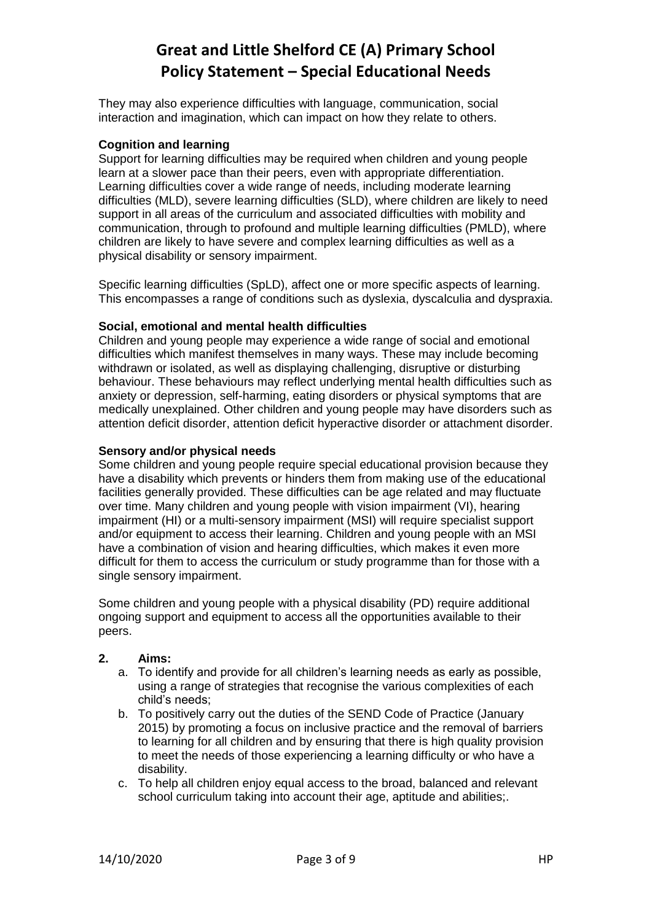They may also experience difficulties with language, communication, social interaction and imagination, which can impact on how they relate to others.

**Cognition and learning**

Support for learning difficulties may be required when children and young people learn at a slower pace than their peers, even with appropriate differentiation. Learning difficulties cover a wide range of needs, including moderate learning difficulties (MLD), severe learning difficulties (SLD), where children are likely to need support in all areas of the curriculum and associated difficulties with mobility and communication, through to profound and multiple learning difficulties (PMLD), where children are likely to have severe and complex learning difficulties as well as a physical disability or sensory impairment.

Specific learning difficulties (SpLD), affect one or more specific aspects of learning. This encompasses a range of conditions such as dyslexia, dyscalculia and dyspraxia.

**Social, emotional and mental health difficulties**

Children and young people may experience a wide range of social and emotional difficulties which manifest themselves in many ways. These may include becoming withdrawn or isolated, as well as displaying challenging, disruptive or disturbing behaviour. These behaviours may reflect underlying mental health difficulties such as anxiety or depression, self-harming, eating disorders or physical symptoms that are medically unexplained. Other children and young people may have disorders such as attention deficit disorder, attention deficit hyperactive disorder or attachment disorder.

**Sensory and/or physical needs**

Some children and young people require special educational provision because they have a disability which prevents or hinders them from making use of the educational facilities generally provided. These difficulties can be age related and may fluctuate over time. Many children and young people with vision impairment (VI), hearing impairment (HI) or a multi-sensory impairment (MSI) will require specialist support and/or equipment to access their learning. Children and young people with an MSI have a combination of vision and hearing difficulties, which makes it even more difficult for them to access the curriculum or study programme than for those with a single sensory impairment.

Some children and young people with a physical disability (PD) require additional ongoing support and equipment to access all the opportunities available to their peers.

**2. Aims:**

a. To identify and provide for all children's learning needs as early as possible, using a range of strategies that recognise the various complexities of each child's needs;

b. To positively carry out the duties of the SEND Code of Practice (January 2015) by promoting a focus on inclusive practice and the removal of barriers to learning for all children and by ensuring that there is high quality provision to meet the needs of those experiencing a learning difficulty or who have a disability.

c. To help all children enjoy equal access to the broad, balanced and relevant school curriculum taking into account their age, aptitude and abilities;.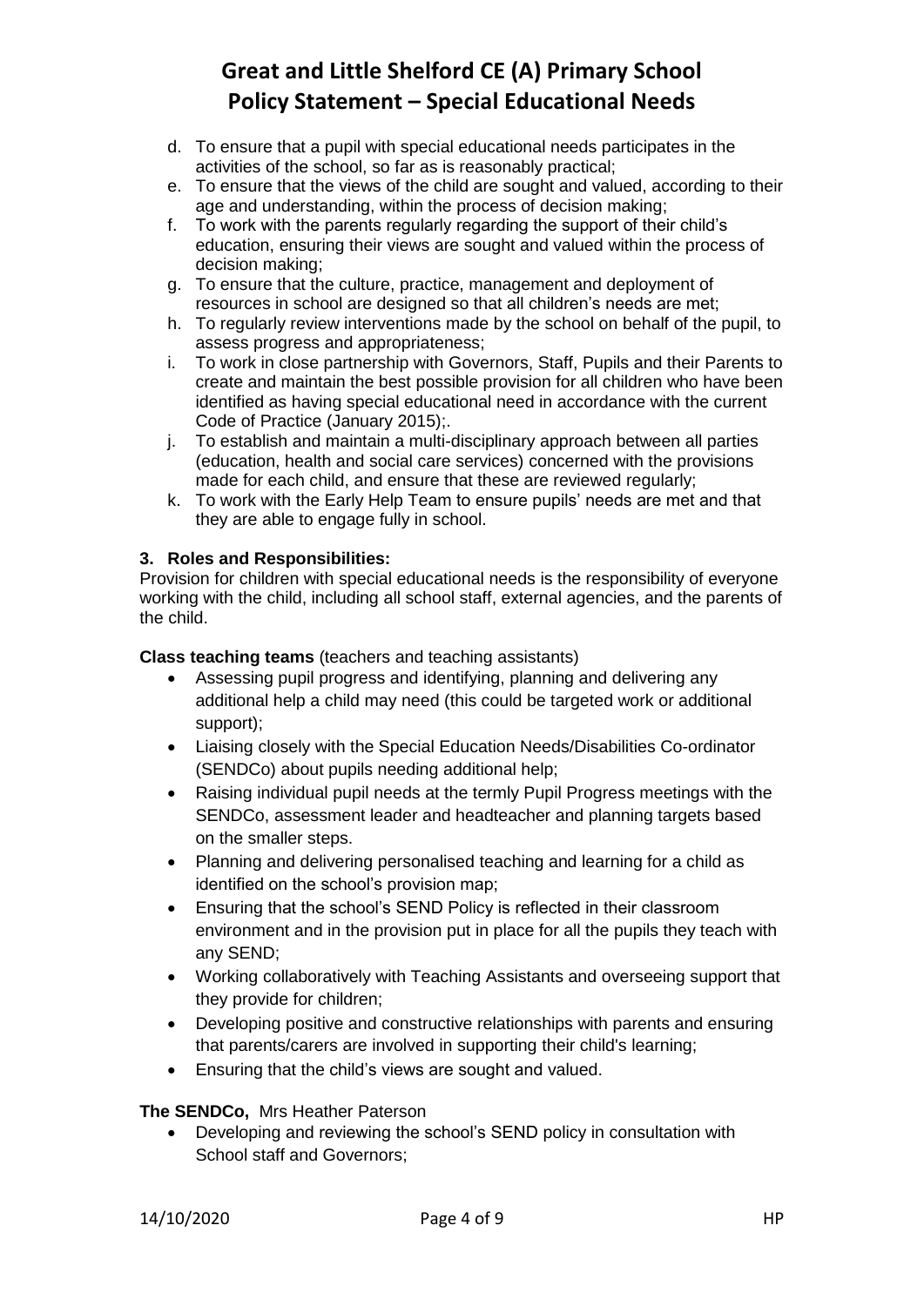d. To ensure that a pupil with special educational needs participates in the activities of the school, so far as is reasonably practical;
e. To ensure that the views of the child are sought and valued, according to their age and understanding, within the process of decision making;
f. To work with the parents regularly regarding the support of their child's education, ensuring their views are sought and valued within the process of decision making;
g. To ensure that the culture, practice, management and deployment of resources in school are designed so that all children's needs are met;
h. To regularly review interventions made by the school on behalf of the pupil, to assess progress and appropriateness;
i. To work in close partnership with Governors, Staff, Pupils and their Parents to create and maintain the best possible provision for all children who have been identified as having special educational need in accordance with the current Code of Practice (January 2015);.
j. To establish and maintain a multi-disciplinary approach between all parties (education, health and social care services) concerned with the provisions made for each child, and ensure that these are reviewed regularly;
k. To work with the Early Help Team to ensure pupils' needs are met and that they are able to engage fully in school.

### 3. Roles and Responsibilities:

Provision for children with special educational needs is the responsibility of everyone working with the child, including all school staff, external agencies, and the parents of the child.

**Class teaching teams** (teachers and teaching assistants)

- Assessing pupil progress and identifying, planning and delivering any additional help a child may need (this could be targeted work or additional support);
- Liaising closely with the Special Education Needs/Disabilities Co-ordinator (SENDCo) about pupils needing additional help;
- Raising individual pupil needs at the termly Pupil Progress meetings with the SENDCo, assessment leader and headteacher and planning targets based on the smaller steps.
- Planning and delivering personalised teaching and learning for a child as identified on the school's provision map;
- Ensuring that the school's SEND Policy is reflected in their classroom environment and in the provision put in place for all the pupils they teach with any SEND;
- Working collaboratively with Teaching Assistants and overseeing support that they provide for children;
- Developing positive and constructive relationships with parents and ensuring that parents/carers are involved in supporting their child's learning;
- Ensuring that the child's views are sought and valued.

**The SENDCo,** Mrs Heather Paterson

- Developing and reviewing the school's SEND policy in consultation with School staff and Governors;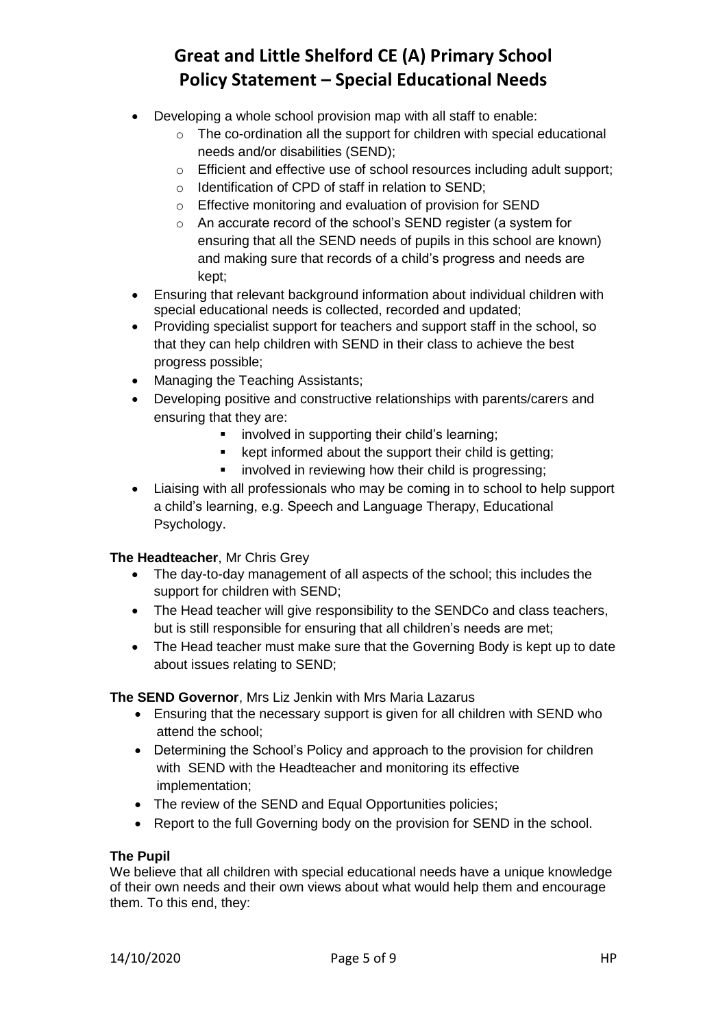- Developing a whole school provision map with all staff to enable:
  - The co-ordination all the support for children with special educational needs and/or disabilities (SEND);
  - Efficient and effective use of school resources including adult support;
  - Identification of CPD of staff in relation to SEND;
  - Effective monitoring and evaluation of provision for SEND
  - An accurate record of the school's SEND register (a system for ensuring that all the SEND needs of pupils in this school are known) and making sure that records of a child's progress and needs are kept;
- Ensuring that relevant background information about individual children with special educational needs is collected, recorded and updated;
- Providing specialist support for teachers and support staff in the school, so that they can help children with SEND in their class to achieve the best progress possible;
- Managing the Teaching Assistants;
- Developing positive and constructive relationships with parents/carers and ensuring that they are:
  - involved in supporting their child's learning;
  - kept informed about the support their child is getting;
  - involved in reviewing how their child is progressing;
- Liaising with all professionals who may be coming in to school to help support a child's learning, e.g. Speech and Language Therapy, Educational Psychology.

**The Headteacher**, Mr Chris Grey

- The day-to-day management of all aspects of the school; this includes the support for children with SEND;
- The Head teacher will give responsibility to the SENDCo and class teachers, but is still responsible for ensuring that all children's needs are met;
- The Head teacher must make sure that the Governing Body is kept up to date about issues relating to SEND;

**The SEND Governor**, Mrs Liz Jenkin with Mrs Maria Lazarus

- Ensuring that the necessary support is given for all children with SEND who attend the school;
- Determining the School's Policy and approach to the provision for children with SEND with the Headteacher and monitoring its effective implementation;
- The review of the SEND and Equal Opportunities policies;
- Report to the full Governing body on the provision for SEND in the school.

**The Pupil**

We believe that all children with special educational needs have a unique knowledge of their own needs and their own views about what would help them and encourage them. To this end, they: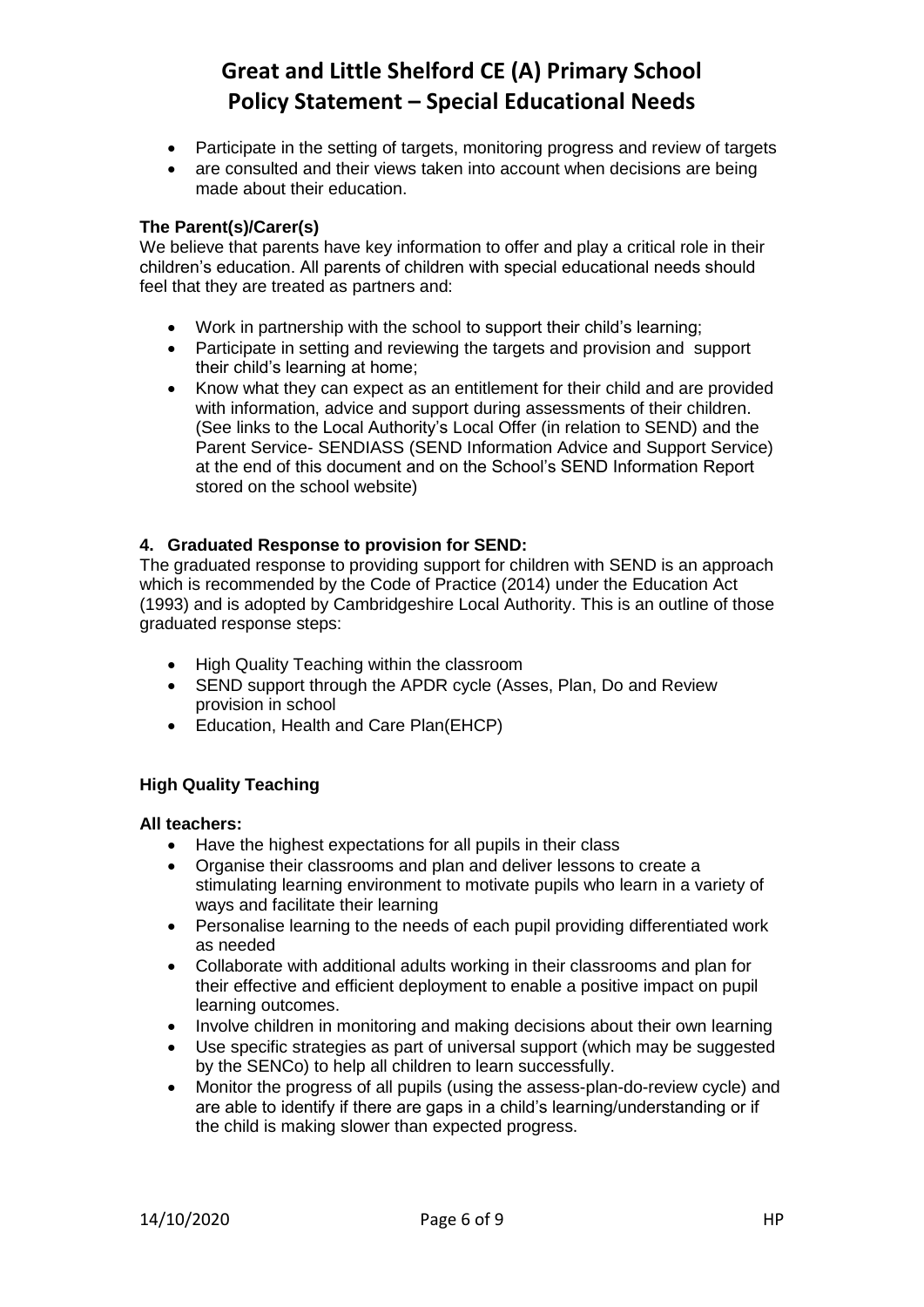- Participate in the setting of targets, monitoring progress and review of targets
- are consulted and their views taken into account when decisions are being made about their education.

**The Parent(s)/Carer(s)**

We believe that parents have key information to offer and play a critical role in their children's education. All parents of children with special educational needs should feel that they are treated as partners and:

- Work in partnership with the school to support their child's learning;
- Participate in setting and reviewing the targets and provision and support their child's learning at home;
- Know what they can expect as an entitlement for their child and are provided with information, advice and support during assessments of their children. (See links to the Local Authority's Local Offer (in relation to SEND) and the Parent Service- SENDIASS (SEND Information Advice and Support Service) at the end of this document and on the School's SEND Information Report stored on the school website)

### 4. Graduated Response to provision for SEND:

The graduated response to providing support for children with SEND is an approach which is recommended by the Code of Practice (2014) under the Education Act (1993) and is adopted by Cambridgeshire Local Authority. This is an outline of those graduated response steps:

- High Quality Teaching within the classroom
- SEND support through the APDR cycle (Asses, Plan, Do and Review provision in school
- Education, Health and Care Plan(EHCP)

**High Quality Teaching**

**All teachers:**

- Have the highest expectations for all pupils in their class
- Organise their classrooms and plan and deliver lessons to create a stimulating learning environment to motivate pupils who learn in a variety of ways and facilitate their learning
- Personalise learning to the needs of each pupil providing differentiated work as needed
- Collaborate with additional adults working in their classrooms and plan for their effective and efficient deployment to enable a positive impact on pupil learning outcomes.
- Involve children in monitoring and making decisions about their own learning
- Use specific strategies as part of universal support (which may be suggested by the SENCo) to help all children to learn successfully.
- Monitor the progress of all pupils (using the assess-plan-do-review cycle) and are able to identify if there are gaps in a child's learning/understanding or if the child is making slower than expected progress.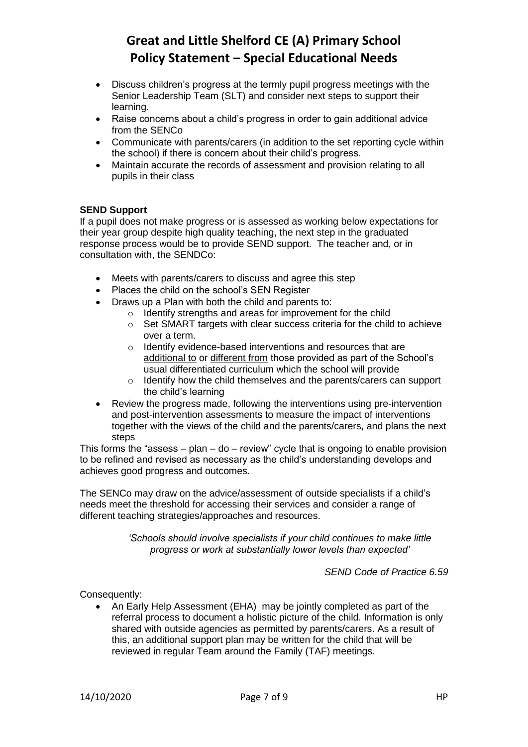- Discuss children's progress at the termly pupil progress meetings with the Senior Leadership Team (SLT) and consider next steps to support their learning.
- Raise concerns about a child's progress in order to gain additional advice from the SENCo
- Communicate with parents/carers (in addition to the set reporting cycle within the school) if there is concern about their child's progress.
- Maintain accurate the records of assessment and provision relating to all pupils in their class

**SEND Support**

If a pupil does not make progress or is assessed as working below expectations for their year group despite high quality teaching, the next step in the graduated response process would be to provide SEND support. The teacher and, or in consultation with, the SENDCo:

- Meets with parents/carers to discuss and agree this step
- Places the child on the school's SEN Register
- Draws up a Plan with both the child and parents to:
  - Identify strengths and areas for improvement for the child
  - Set SMART targets with clear success criteria for the child to achieve over a term.
  - Identify evidence-based interventions and resources that are additional to or different from those provided as part of the School's usual differentiated curriculum which the school will provide
  - Identify how the child themselves and the parents/carers can support the child's learning
- Review the progress made, following the interventions using pre-intervention and post-intervention assessments to measure the impact of interventions together with the views of the child and the parents/carers, and plans the next steps

This forms the "assess – plan – do – review" cycle that is ongoing to enable provision to be refined and revised as necessary as the child's understanding develops and achieves good progress and outcomes.

The SENCo may draw on the advice/assessment of outside specialists if a child's needs meet the threshold for accessing their services and consider a range of different teaching strategies/approaches and resources.

*'Schools should involve specialists if your child continues to make little progress or work at substantially lower levels than expected'*

*SEND Code of Practice 6.59*

Consequently:

- An Early Help Assessment (EHA) may be jointly completed as part of the referral process to document a holistic picture of the child. Information is only shared with outside agencies as permitted by parents/carers. As a result of this, an additional support plan may be written for the child that will be reviewed in regular Team around the Family (TAF) meetings.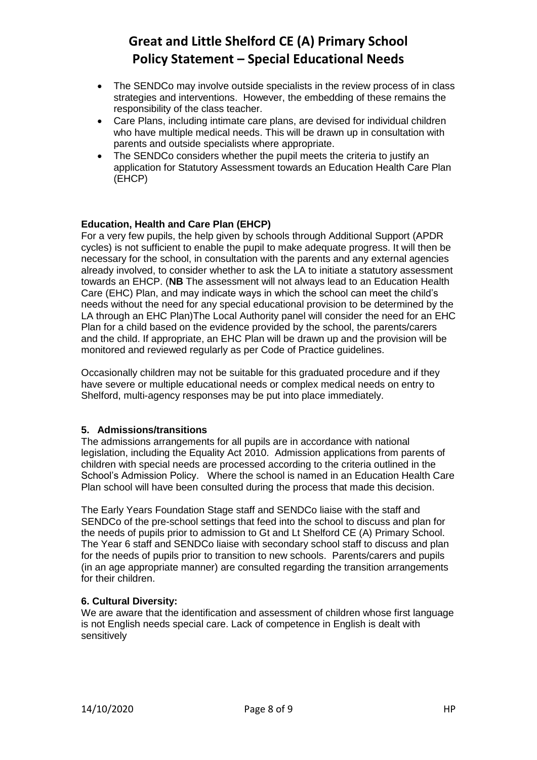- The SENDCo may involve outside specialists in the review process of in class strategies and interventions. However, the embedding of these remains the responsibility of the class teacher.
- Care Plans, including intimate care plans, are devised for individual children who have multiple medical needs. This will be drawn up in consultation with parents and outside specialists where appropriate.
- The SENDCo considers whether the pupil meets the criteria to justify an application for Statutory Assessment towards an Education Health Care Plan (EHCP)

**Education, Health and Care Plan (EHCP)**

For a very few pupils, the help given by schools through Additional Support (APDR cycles) is not sufficient to enable the pupil to make adequate progress. It will then be necessary for the school, in consultation with the parents and any external agencies already involved, to consider whether to ask the LA to initiate a statutory assessment towards an EHCP. (**NB** The assessment will not always lead to an Education Health Care (EHC) Plan, and may indicate ways in which the school can meet the child's needs without the need for any special educational provision to be determined by the LA through an EHC Plan)The Local Authority panel will consider the need for an EHC Plan for a child based on the evidence provided by the school, the parents/carers and the child. If appropriate, an EHC Plan will be drawn up and the provision will be monitored and reviewed regularly as per Code of Practice guidelines.

Occasionally children may not be suitable for this graduated procedure and if they have severe or multiple educational needs or complex medical needs on entry to Shelford, multi-agency responses may be put into place immediately.

**5. Admissions/transitions**

The admissions arrangements for all pupils are in accordance with national legislation, including the Equality Act 2010. Admission applications from parents of children with special needs are processed according to the criteria outlined in the School's Admission Policy. Where the school is named in an Education Health Care Plan school will have been consulted during the process that made this decision.

The Early Years Foundation Stage staff and SENDCo liaise with the staff and SENDCo of the pre-school settings that feed into the school to discuss and plan for the needs of pupils prior to admission to Gt and Lt Shelford CE (A) Primary School. The Year 6 staff and SENDCo liaise with secondary school staff to discuss and plan for the needs of pupils prior to transition to new schools. Parents/carers and pupils (in an age appropriate manner) are consulted regarding the transition arrangements for their children.

**6. Cultural Diversity:**

We are aware that the identification and assessment of children whose first language is not English needs special care. Lack of competence in English is dealt with sensitively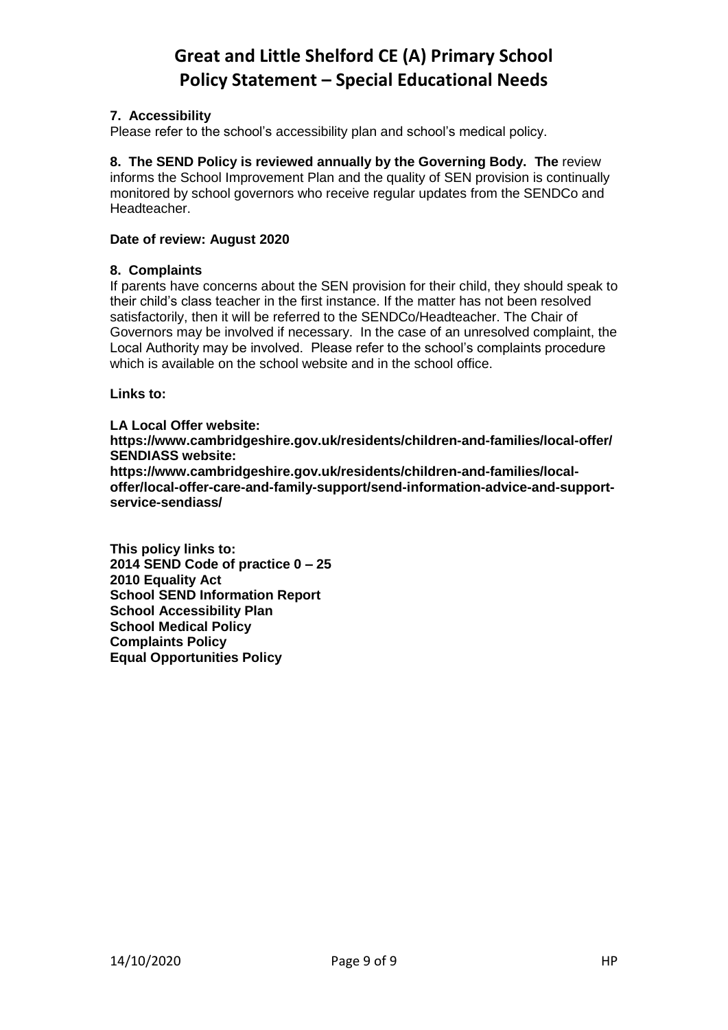# Great and Little Shelford CE (A) Primary School
# Policy Statement – Special Educational Needs

**7. Accessibility**

Please refer to the school's accessibility plan and school's medical policy.

**8. The SEND Policy is reviewed annually by the Governing Body. The** review informs the School Improvement Plan and the quality of SEN provision is continually monitored by school governors who receive regular updates from the SENDCo and Headteacher.

**Date of review: August 2020**

**8. Complaints**

If parents have concerns about the SEN provision for their child, they should speak to their child's class teacher in the first instance. If the matter has not been resolved satisfactorily, then it will be referred to the SENDCo/Headteacher. The Chair of Governors may be involved if necessary. In the case of an unresolved complaint, the Local Authority may be involved. Please refer to the school's complaints procedure which is available on the school website and in the school office.

**Links to:**

**LA Local Offer website:**
**https://www.cambridgeshire.gov.uk/residents/children-and-families/local-offer/**
**SENDIASS website:**
**https://www.cambridgeshire.gov.uk/residents/children-and-families/local-offer/local-offer-care-and-family-support/send-information-advice-and-support-service-sendiass/**

**This policy links to:**
**2014 SEND Code of practice 0 – 25**
**2010 Equality Act**
**School SEND Information Report**
**School Accessibility Plan**
**School Medical Policy**
**Complaints Policy**
**Equal Opportunities Policy**